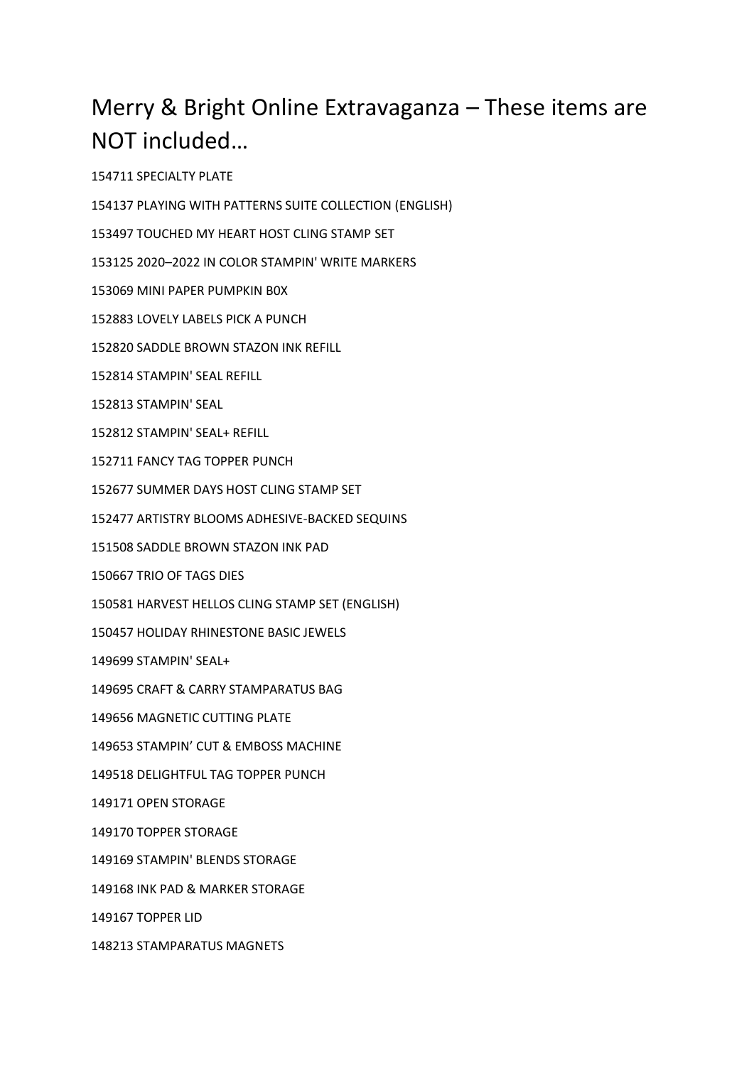# Merry & Bright Online Extravaganza – These items are NOT included…

154711 SPECIALTY PLATE

154137 PLAYING WITH PATTERNS SUITE COLLECTION (ENGLISH)

153497 TOUCHED MY HEART HOST CLING STAMP SET

153125 2020–2022 IN COLOR STAMPIN' WRITE MARKERS

153069 MINI PAPER PUMPKIN B0X

152883 LOVELY LABELS PICK A PUNCH

152820 SADDLE BROWN STAZON INK REFILL

152814 STAMPIN' SEAL REFILL

152813 STAMPIN' SEAL

152812 STAMPIN' SEAL+ REFILL

152711 FANCY TAG TOPPER PUNCH

152677 SUMMER DAYS HOST CLING STAMP SET

152477 ARTISTRY BLOOMS ADHESIVE-BACKED SEQUINS

151508 SADDLE BROWN STAZON INK PAD

150667 TRIO OF TAGS DIES

150581 HARVEST HELLOS CLING STAMP SET (ENGLISH)

150457 HOLIDAY RHINESTONE BASIC JEWELS

149699 STAMPIN' SEAL+

149695 CRAFT & CARRY STAMPARATUS BAG

149656 MAGNETIC CUTTING PLATE

149653 STAMPIN' CUT & EMBOSS MACHINE

149518 DELIGHTFUL TAG TOPPER PUNCH

149171 OPEN STORAGE

149170 TOPPER STORAGE

149169 STAMPIN' BLENDS STORAGE

149168 INK PAD & MARKER STORAGE

149167 TOPPER LID

148213 STAMPARATUS MAGNETS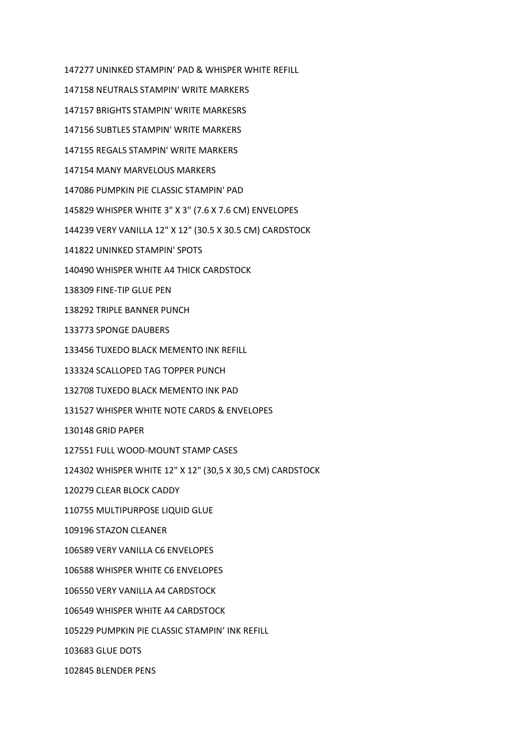147277 UNINKED STAMPIN' PAD & WHISPER WHITE REFILL

147158 NEUTRALS STAMPIN' WRITE MARKERS

147157 BRIGHTS STAMPIN' WRITE MARKESRS

147156 SUBTLES STAMPIN' WRITE MARKERS

147155 REGALS STAMPIN' WRITE MARKERS

147154 MANY MARVELOUS MARKERS

147086 PUMPKIN PIE CLASSIC STAMPIN' PAD

145829 WHISPER WHITE 3" X 3" (7.6 X 7.6 CM) ENVELOPES

144239 VERY VANILLA 12" X 12" (30.5 X 30.5 CM) CARDSTOCK

141822 UNINKED STAMPIN' SPOTS

140490 WHISPER WHITE A4 THICK CARDSTOCK

138309 FINE-TIP GLUE PEN

138292 TRIPLE BANNER PUNCH

133773 SPONGE DAUBERS

133456 TUXEDO BLACK MEMENTO INK REFILL

133324 SCALLOPED TAG TOPPER PUNCH

132708 TUXEDO BLACK MEMENTO INK PAD

131527 WHISPER WHITE NOTE CARDS & ENVELOPES

130148 GRID PAPER

127551 FULL WOOD-MOUNT STAMP CASES

124302 WHISPER WHITE 12" X 12" (30,5 X 30,5 CM) CARDSTOCK

120279 CLEAR BLOCK CADDY

110755 MULTIPURPOSE LIQUID GLUE

109196 STAZON CLEANER

106589 VERY VANILLA C6 ENVELOPES

106588 WHISPER WHITE C6 ENVELOPES

106550 VERY VANILLA A4 CARDSTOCK

106549 WHISPER WHITE A4 CARDSTOCK

105229 PUMPKIN PIE CLASSIC STAMPIN' INK REFILL

103683 GLUE DOTS

102845 BLENDER PENS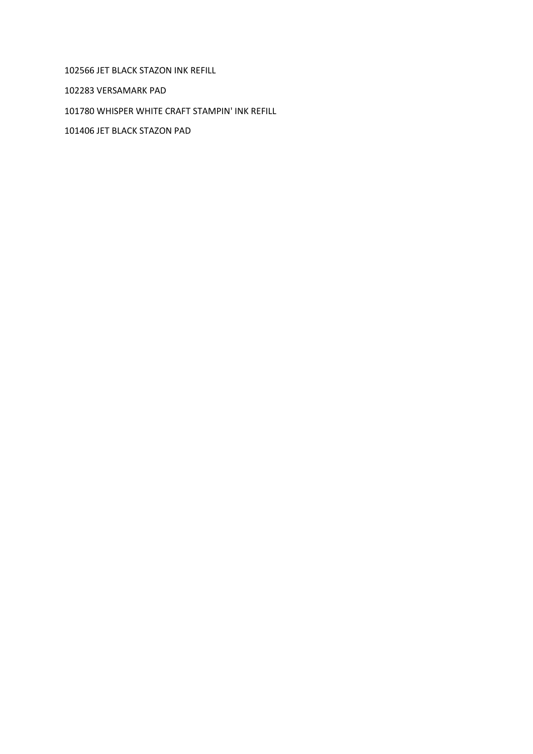102566 JET BLACK STAZON INK REFILL

102283 VERSAMARK PAD

101780 WHISPER WHITE CRAFT STAMPIN' INK REFILL

101406 JET BLACK STAZON PAD